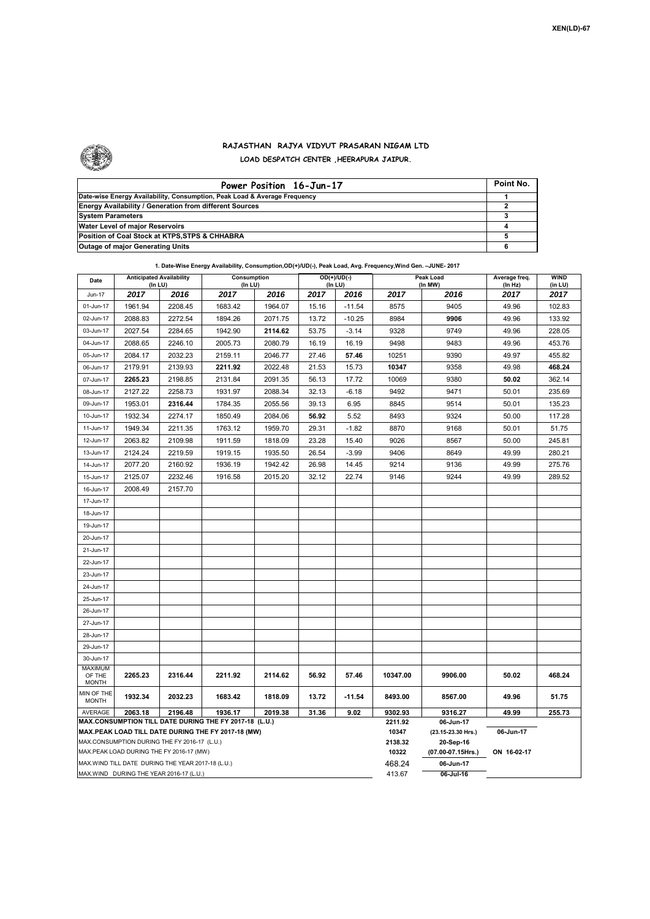XEN(LD)-67

## RAJASTHAN RAJYA VIDYUT PRASARAN NIGAM LTD
### LOAD DESPATCH CENTER ,HEERAPURA JAIPUR.

| Power Position 16-Jun-17 | Point No. |
|---|---|
| Date-wise Energy Availability, Consumption, Peak Load & Average Frequency | 1 |
| Energy Availability / Generation from different Sources | 2 |
| System Parameters | 3 |
| Water Level of major Reservoirs | 4 |
| Position of Coal Stock at KTPS,STPS & CHHABRA | 5 |
| Outage of major Generating Units | 6 |

**1. Date-Wise Energy Availability, Consumption,OD(+)/UD(-), Peak Load, Avg. Frequency,Wind Gen. –JUNE- 2017**

| Date | Anticipated Availability (In LU) | | Consumption (In LU) | | OD(+)/UD(-) (In LU) | | Peak Load (In MW) | | Average freq. (In Hz) | WIND (in LU) |
|---|---|---|---|---|---|---|---|---|---|---|
| Jun-17 | 2017 | 2016 | 2017 | 2016 | 2017 | 2016 | 2017 | 2016 | 2017 | 2017 |
| 01-Jun-17 | 1961.94 | 2208.45 | 1683.42 | 1964.07 | 15.16 | -11.54 | 8575 | 9405 | 49.96 | 102.83 |
| 02-Jun-17 | 2088.83 | 2272.54 | 1894.26 | 2071.75 | 13.72 | -10.25 | 8984 | 9906 | 49.96 | 133.92 |
| 03-Jun-17 | 2027.54 | 2284.65 | 1942.90 | 2114.62 | 53.75 | -3.14 | 9328 | 9749 | 49.96 | 228.05 |
| 04-Jun-17 | 2088.65 | 2246.10 | 2005.73 | 2080.79 | 16.19 | 16.19 | 9498 | 9483 | 49.96 | 453.76 |
| 05-Jun-17 | 2084.17 | 2032.23 | 2159.11 | 2046.77 | 27.46 | 57.46 | 10251 | 9390 | 49.97 | 455.82 |
| 06-Jun-17 | 2179.91 | 2139.93 | 2211.92 | 2022.48 | 21.53 | 15.73 | 10347 | 9358 | 49.98 | 468.24 |
| 07-Jun-17 | 2265.23 | 2198.85 | 2131.84 | 2091.35 | 56.13 | 17.72 | 10069 | 9380 | 50.02 | 362.14 |
| 08-Jun-17 | 2127.22 | 2258.73 | 1931.97 | 2088.34 | 32.13 | -6.18 | 9492 | 9471 | 50.01 | 235.69 |
| 09-Jun-17 | 1953.01 | 2316.44 | 1784.35 | 2055.56 | 39.13 | 6.95 | 8845 | 9514 | 50.01 | 135.23 |
| 10-Jun-17 | 1932.34 | 2274.17 | 1850.49 | 2084.06 | 56.92 | 5.52 | 8493 | 9324 | 50.00 | 117.28 |
| 11-Jun-17 | 1949.34 | 2211.35 | 1763.12 | 1959.70 | 29.31 | -1.82 | 8870 | 9168 | 50.01 | 51.75 |
| 12-Jun-17 | 2063.82 | 2109.98 | 1911.59 | 1818.09 | 23.28 | 15.40 | 9026 | 8567 | 50.00 | 245.81 |
| 13-Jun-17 | 2124.24 | 2219.59 | 1919.15 | 1935.50 | 26.54 | -3.99 | 9406 | 8649 | 49.99 | 280.21 |
| 14-Jun-17 | 2077.20 | 2160.92 | 1936.19 | 1942.42 | 26.98 | 14.45 | 9214 | 9136 | 49.99 | 275.76 |
| 15-Jun-17 | 2125.07 | 2232.46 | 1916.58 | 2015.20 | 32.12 | 22.74 | 9146 | 9244 | 49.99 | 289.52 |
| 16-Jun-17 | 2008.49 | 2157.70 | | | | | | | | |
| 17-Jun-17 | | | | | | | | | | |
| 18-Jun-17 | | | | | | | | | | |
| 19-Jun-17 | | | | | | | | | | |
| 20-Jun-17 | | | | | | | | | | |
| 21-Jun-17 | | | | | | | | | | |
| 22-Jun-17 | | | | | | | | | | |
| 23-Jun-17 | | | | | | | | | | |
| 24-Jun-17 | | | | | | | | | | |
| 25-Jun-17 | | | | | | | | | | |
| 26-Jun-17 | | | | | | | | | | |
| 27-Jun-17 | | | | | | | | | | |
| 28-Jun-17 | | | | | | | | | | |
| 29-Jun-17 | | | | | | | | | | |
| 30-Jun-17 | | | | | | | | | | |
| MAXIMUM OF THE MONTH | 2265.23 | 2316.44 | 2211.92 | 2114.62 | 56.92 | 57.46 | 10347.00 | 9906.00 | 50.02 | 468.24 |
| MIN OF THE MONTH | 1932.34 | 2032.23 | 1683.42 | 1818.09 | 13.72 | -11.54 | 8493.00 | 8567.00 | 49.96 | 51.75 |
| AVERAGE | 2063.18 | 2196.48 | 1936.17 | 2019.38 | 31.36 | 9.02 | 9302.93 | 9316.27 | 49.99 | 255.73 |
| MAX.CONSUMPTION TILL DATE DURING THE FY 2017-18 (L.U.) | | | | | | | 2211.92 | 06-Jun-17 | | |
| MAX.PEAK LOAD TILL DATE DURING THE FY 2017-18 (MW) | | | | | | | 10347 | (23.15-23.30 Hrs.) | 06-Jun-17 | |
| MAX.CONSUMPTION DURING THE FY 2016-17 (L.U.) | | | | | | | 2138.32 | 20-Sep-16 | | |
| MAX.PEAK LOAD DURING THE FY 2016-17 (MW) | | | | | | | 10322 | (07.00-07.15Hrs.) | ON 16-02-17 | |
| MAX.WIND TILL DATE DURING THE YEAR 2017-18 (L.U.) | | | | | | | 468.24 | 06-Jun-17 | | |
| MAX.WIND DURING THE YEAR 2016-17 (L.U.) | | | | | | | 413.67 | 06-Jul-16 | | |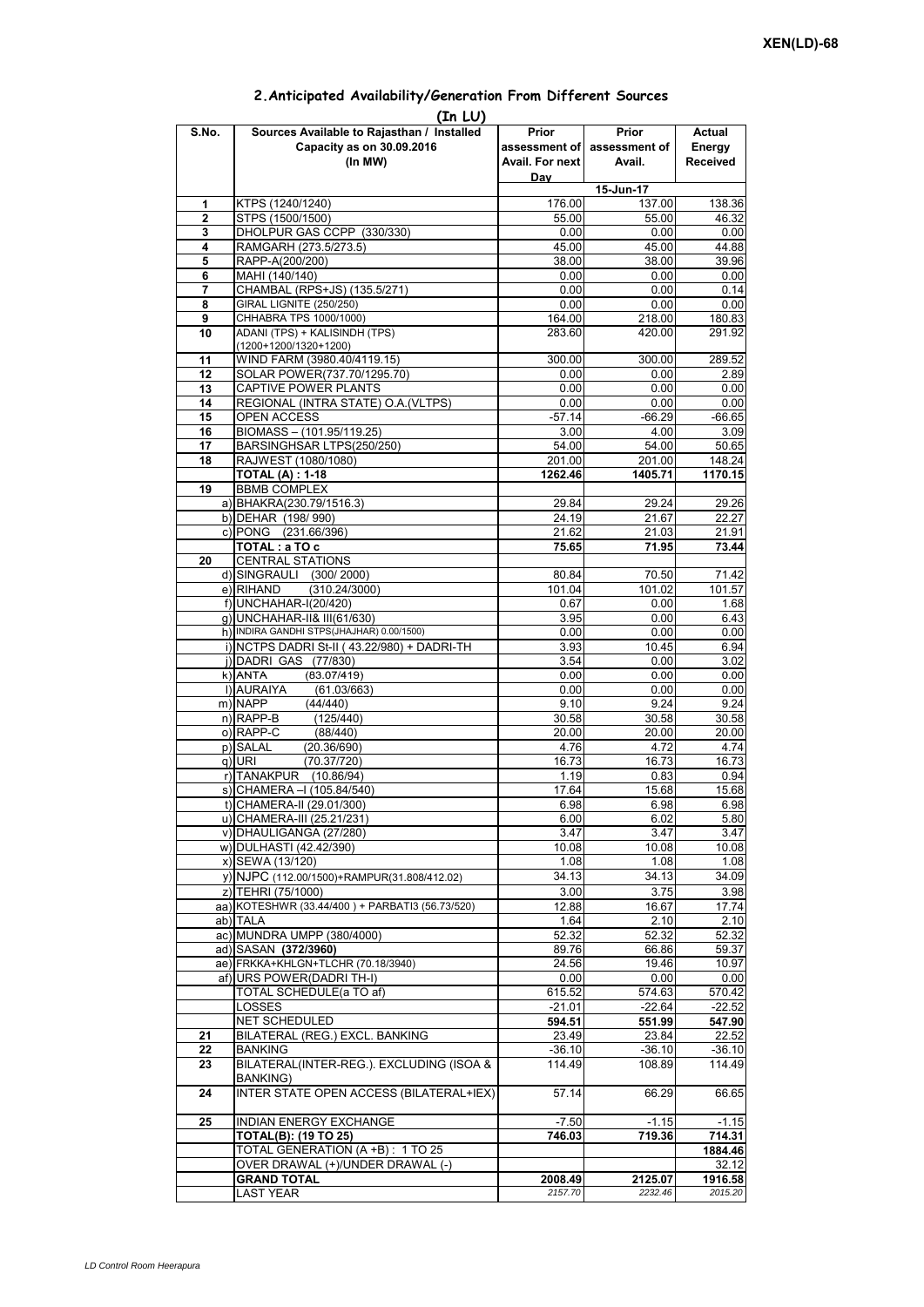**XEN(LD)-68**

## 2.Anticipated Availability/Generation From Different Sources

**(In LU)**

| S.No. | Sources Available to Rajasthan / Installed Capacity as on 30.09.2016 (In MW) | Prior assessment of Avail. For next Day | Prior assessment of Avail. | Actual Energy Received |
|---|---|---|---|---|
| | | | 15-Jun-17 | |
| 1 | KTPS (1240/1240) | 176.00 | 137.00 | 138.36 |
| 2 | STPS (1500/1500) | 55.00 | 55.00 | 46.32 |
| 3 | DHOLPUR GAS CCPP (330/330) | 0.00 | 0.00 | 0.00 |
| 4 | RAMGARH (273.5/273.5) | 45.00 | 45.00 | 44.88 |
| 5 | RAPP-A(200/200) | 38.00 | 38.00 | 39.96 |
| 6 | MAHI (140/140) | 0.00 | 0.00 | 0.00 |
| 7 | CHAMBAL (RPS+JS) (135.5/271) | 0.00 | 0.00 | 0.14 |
| 8 | GIRAL LIGNITE (250/250) | 0.00 | 0.00 | 0.00 |
| 9 | CHHABRA TPS 1000/1000) | 164.00 | 218.00 | 180.83 |
| 10 | ADANI (TPS) + KALISINDH (TPS) (1200+1200/1320+1200) | 283.60 | 420.00 | 291.92 |
| 11 | WIND FARM (3980.40/4119.15) | 300.00 | 300.00 | 289.52 |
| 12 | SOLAR POWER(737.70/1295.70) | 0.00 | 0.00 | 2.89 |
| 13 | CAPTIVE POWER PLANTS | 0.00 | 0.00 | 0.00 |
| 14 | REGIONAL (INTRA STATE) O.A.(VLTPS) | 0.00 | 0.00 | 0.00 |
| 15 | OPEN ACCESS | -57.14 | -66.29 | -66.65 |
| 16 | BIOMASS – (101.95/119.25) | 3.00 | 4.00 | 3.09 |
| 17 | BARSINGHSAR LTPS(250/250) | 54.00 | 54.00 | 50.65 |
| 18 | RAJWEST (1080/1080) | 201.00 | 201.00 | 148.24 |
| | **TOTAL (A) : 1-18** | **1262.46** | **1405.71** | **1170.15** |
| 19 | BBMB COMPLEX | | | |
| | a) BHAKRA(230.79/1516.3) | 29.84 | 29.24 | 29.26 |
| | b) DEHAR (198/ 990) | 24.19 | 21.67 | 22.27 |
| | c) PONG (231.66/396) | 21.62 | 21.03 | 21.91 |
| | **TOTAL : a TO c** | **75.65** | **71.95** | **73.44** |
| 20 | CENTRAL STATIONS | | | |
| | d) SINGRAULI (300/ 2000) | 80.84 | 70.50 | 71.42 |
| | e) RIHAND (310.24/3000) | 101.04 | 101.02 | 101.57 |
| | f) UNCHAHAR-I(20/420) | 0.67 | 0.00 | 1.68 |
| | g) UNCHAHAR-II& III(61/630) | 3.95 | 0.00 | 6.43 |
| | h) INDIRA GANDHI STPS(JHAJHAR) 0.00/1500) | 0.00 | 0.00 | 0.00 |
| | i) NCTPS DADRI St-II ( 43.22/980) + DADRI-TH | 3.93 | 10.45 | 6.94 |
| | j) DADRI GAS (77/830) | 3.54 | 0.00 | 3.02 |
| | k) ANTA (83.07/419) | 0.00 | 0.00 | 0.00 |
| | l) AURAIYA (61.03/663) | 0.00 | 0.00 | 0.00 |
| | m) NAPP (44/440) | 9.10 | 9.24 | 9.24 |
| | n) RAPP-B (125/440) | 30.58 | 30.58 | 30.58 |
| | o) RAPP-C (88/440) | 20.00 | 20.00 | 20.00 |
| | p) SALAL (20.36/690) | 4.76 | 4.72 | 4.74 |
| | q) URI (70.37/720) | 16.73 | 16.73 | 16.73 |
| | r) TANAKPUR (10.86/94) | 1.19 | 0.83 | 0.94 |
| | s) CHAMERA –I (105.84/540) | 17.64 | 15.68 | 15.68 |
| | t) CHAMERA-II (29.01/300) | 6.98 | 6.98 | 6.98 |
| | u) CHAMERA-III (25.21/231) | 6.00 | 6.02 | 5.80 |
| | v) DHAULIGANGA (27/280) | 3.47 | 3.47 | 3.47 |
| | w) DULHASTI (42.42/390) | 10.08 | 10.08 | 10.08 |
| | x) SEWA (13/120) | 1.08 | 1.08 | 1.08 |
| | y) NJPC (112.00/1500)+RAMPUR(31.808/412.02) | 34.13 | 34.13 | 34.09 |
| | z) TEHRI (75/1000) | 3.00 | 3.75 | 3.98 |
| | aa) KOTESHWR (33.44/400 ) + PARBATI3 (56.73/520) | 12.88 | 16.67 | 17.74 |
| | ab) TALA | 1.64 | 2.10 | 2.10 |
| | ac) MUNDRA UMPP (380/4000) | 52.32 | 52.32 | 52.32 |
| | ad) SASAN **(372/3960)** | 89.76 | 66.86 | 59.37 |
| | ae) FRKKA+KHLGN+TLCHR (70.18/3940) | 24.56 | 19.46 | 10.97 |
| | af) URS POWER(DADRI TH-I) | 0.00 | 0.00 | 0.00 |
| | TOTAL SCHEDULE(a TO af) | 615.52 | 574.63 | 570.42 |
| | LOSSES | -21.01 | -22.64 | -22.52 |
| | NET SCHEDULED | **594.51** | **551.99** | **547.90** |
| 21 | BILATERAL (REG.) EXCL. BANKING | 23.49 | 23.84 | 22.52 |
| 22 | BANKING | -36.10 | -36.10 | -36.10 |
| 23 | BILATERAL(INTER-REG.). EXCLUDING (ISOA & BANKING) | 114.49 | 108.89 | 114.49 |
| 24 | INTER STATE OPEN ACCESS (BILATERAL+IEX) | 57.14 | 66.29 | 66.65 |
| 25 | INDIAN ENERGY EXCHANGE | -7.50 | -1.15 | -1.15 |
| | **TOTAL(B): (19 TO 25)** | **746.03** | **719.36** | **714.31** |
| | TOTAL GENERATION (A +B) : 1 TO 25 | | | **1884.46** |
| | OVER DRAWAL (+)/UNDER DRAWAL (-) | | | 32.12 |
| | **GRAND TOTAL** | **2008.49** | **2125.07** | **1916.58** |
| | LAST YEAR | *2157.70* | *2232.46* | *2015.20* |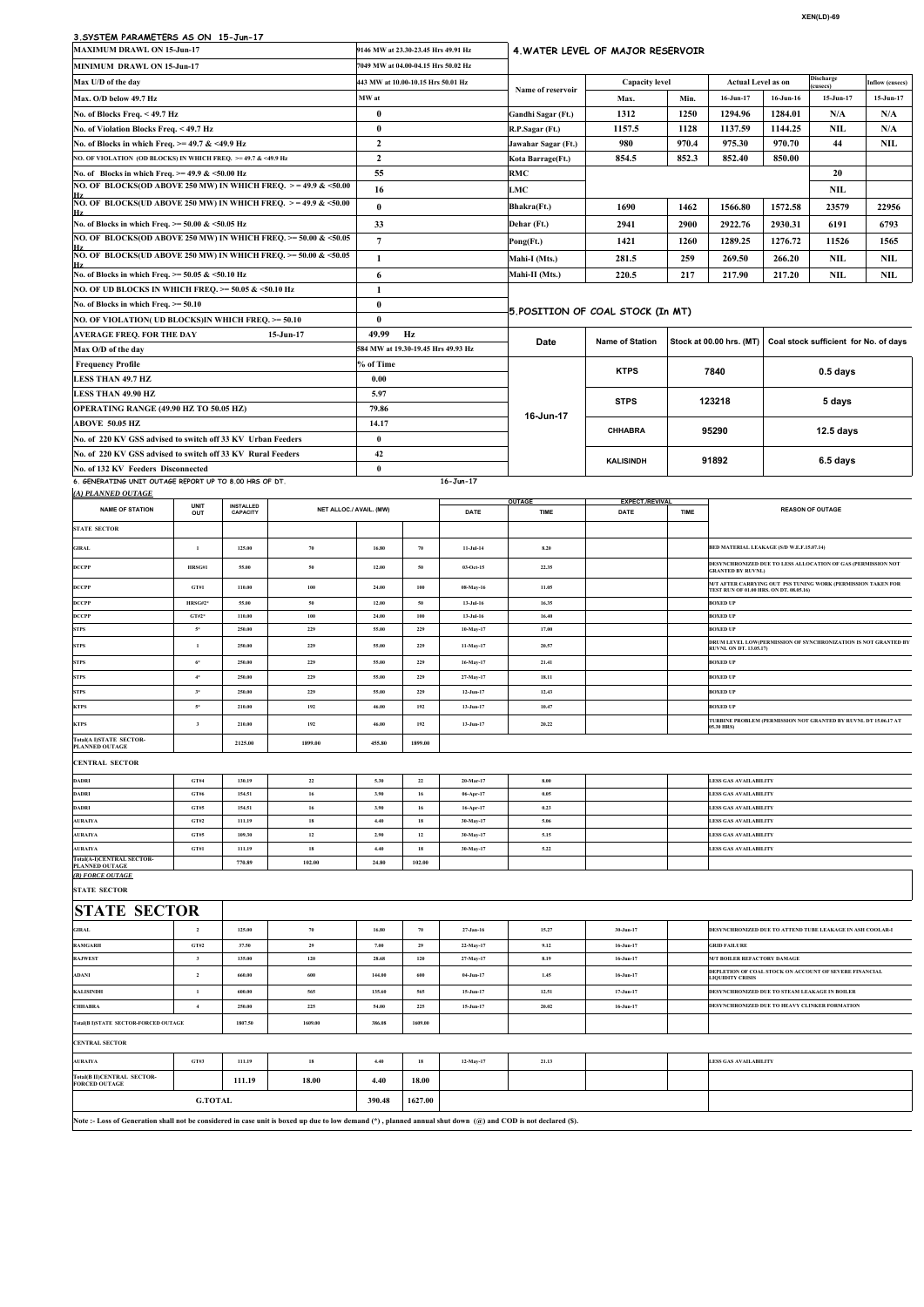XEN(LD)-69

## 3. SYSTEM PARAMETERS AS ON 15-Jun-17

| | | |
|---|---|---|
| MAXIMUM DRAWL ON 15-Jun-17 | | 9146 MW at 23.30-23.45 Hrs 49.91 Hz |
| MINIMUM DRAWL ON 15-Jun-17 | | 7049 MW at 04.00-04.15 Hrs 50.02 Hz |
| Max U/D of the day | | 443 MW at 10.00-10.15 Hrs 50.01 Hz |
| Max. O/D below 49.7 Hz | | MW at |
| No. of Blocks Freq. < 49.7 Hz | | 0 |
| No. of Violation Blocks Freq. < 49.7 Hz | | 0 |
| No. of Blocks in which Freq. >= 49.7 & <49.9 Hz | | 2 |
| NO. OF VIOLATION (OD BLOCKS) IN WHICH FREQ. >= 49.7 & <49.9 Hz | | 2 |
| No. of Blocks in which Freq. >= 49.9 & <50.00 Hz | | 55 |
| NO. OF BLOCKS(OD ABOVE 250 MW) IN WHICH FREQ. > = 49.9 & <50.00 Hz | | 16 |
| NO. OF BLOCKS(UD ABOVE 250 MW) IN WHICH FREQ. > = 49.9 & <50.00 Hz | | 0 |
| No. of Blocks in which Freq. >= 50.00 & <50.05 Hz | | 33 |
| NO. OF BLOCKS(OD ABOVE 250 MW) IN WHICH FREQ. >= 50.00 & <50.05 Hz | | 7 |
| NO. OF BLOCKS(UD ABOVE 250 MW) IN WHICH FREQ. >= 50.00 & <50.05 Hz | | 1 |
| No. of Blocks in which Freq. >= 50.05 & <50.10 Hz | | 6 |
| NO. OF UD BLOCKS IN WHICH FREQ. >= 50.05 & <50.10 Hz | | 1 |
| No. of Blocks in which Freq. >= 50.10 | | 0 |
| NO. OF VIOLATION( UD BLOCKS)IN WHICH FREQ. >= 50.10 | | 0 |
| AVERAGE FREQ. FOR THE DAY | 15-Jun-17 | 49.99 Hz |
| Max O/D of the day | | 584 MW at 19.30-19.45 Hrs 49.93 Hz |
| Frequency Profile | | % of Time |
| LESS THAN 49.7 HZ | | 0.00 |
| LESS THAN 49.90 HZ | | 5.97 |
| OPERATING RANGE (49.90 HZ TO 50.05 HZ) | | 79.86 |
| ABOVE 50.05 HZ | | 14.17 |
| No. of 220 KV GSS advised to switch off 33 KV Urban Feeders | | 0 |
| No. of 220 KV GSS advised to switch off 33 KV Rural Feeders | | 42 |
| No. of 132 KV Feeders Disconnected | | 0 |

## 4. WATER LEVEL OF MAJOR RESERVOIR

| Name of reservoir | Capacity level Max. | Capacity level Min. | Actual Level as on 16-Jun-17 | Actual Level as on 16-Jun-16 | Discharge (cusecs) 15-Jun-17 | Inflow (cusecs) 15-Jun-17 |
|---|---|---|---|---|---|---|
| Gandhi Sagar (Ft.) | 1312 | 1250 | 1294.96 | 1284.01 | N/A | N/A |
| R.P.Sagar (Ft.) | 1157.5 | 1128 | 1137.59 | 1144.25 | NIL | N/A |
| Jawahar Sagar (Ft.) | 980 | 970.4 | 975.30 | 970.70 | 44 | NIL |
| Kota Barrage(Ft.) | 854.5 | 852.3 | 852.40 | 850.00 | | |
| RMC | | | | | 20 | |
| LMC | | | | | NIL | |
| Bhakra(Ft.) | 1690 | 1462 | 1566.80 | 1572.58 | 23579 | 22956 |
| Dehar (Ft.) | 2941 | 2900 | 2922.76 | 2930.31 | 6191 | 6793 |
| Pong(Ft.) | 1421 | 1260 | 1289.25 | 1276.72 | 11526 | 1565 |
| Mahi-I (Mts.) | 281.5 | 259 | 269.50 | 266.20 | NIL | NIL |
| Mahi-II (Mts.) | 220.5 | 217 | 217.90 | 217.20 | NIL | NIL |

## 5. POSITION OF COAL STOCK (In MT)

| Date | Name of Station | Stock at 00.00 hrs. (MT) | Coal stock sufficient for No. of days |
|---|---|---|---|
| 16-Jun-17 | KTPS | 7840 | 0.5 days |
| | STPS | 123218 | 5 days |
| | CHHABRA | 95290 | 12.5 days |
| | KALISINDH | 91892 | 6.5 days |

## 6. GENERATING UNIT OUTAGE REPORT UP TO 8.00 HRS OF DT. 16-Jun-17

*(A) PLANNED OUTAGE*

| NAME OF STATION | UNIT OUT | INSTALLED CAPACITY | NET ALLOC./ AVAIL. (MW) | | | OUTAGE DATE | OUTAGE TIME | EXPECT./REVIVAL DATE | EXPECT./REVIVAL TIME | REASON OF OUTAGE |
|---|---|---|---|---|---|---|---|---|---|---|
| **STATE SECTOR** | | | | | | | | | | |
| GIRAL | 1 | 125.00 | 70 | 16.80 | 70 | 11-Jul-14 | 8.20 | | | BED MATERIAL LEAKAGE (S/D W.E.F.15.07.14) |
| DCCPP | HRSG#1 | 55.00 | 50 | 12.00 | 50 | 03-Oct-15 | 22.35 | | | DESYNCHRONIZED DUE TO LESS ALLOCATION OF GAS (PERMISSION NOT GRANTED BY RUVNL) |
| DCCPP | GT#1 | 110.00 | 100 | 24.00 | 100 | 08-May-16 | 11.05 | | | S/T AFTER CARRYING OUT PSS TUNING WORK (PERMISSION TAKEN FOR TEST RUN OF 01.00 HRS. ON DT. 08.05.16) |
| DCCPP | HRSG#2* | 55.00 | 50 | 12.00 | 50 | 13-Jul-16 | 16.35 | | | BOXED UP |
| DCCPP | GT#2* | 110.00 | 100 | 24.00 | 100 | 13-Jul-16 | 16.40 | | | BOXED UP |
| STPS | 5* | 250.00 | 229 | 55.00 | 229 | 10-May-17 | 17.00 | | | BOXED UP |
| STPS | 1 | 250.00 | 229 | 55.00 | 229 | 11-May-17 | 20.57 | | | DRUM LEVEL LOW(PERMISSION OF SYNCHRONIZATION IS NOT GRANTED BY RUVNL ON DT. 13.05.17) |
| STPS | 6* | 250.00 | 229 | 55.00 | 229 | 16-May-17 | 21.41 | | | BOXED UP |
| STPS | 4* | 250.00 | 229 | 55.00 | 229 | 27-May-17 | 18.11 | | | BOXED UP |
| STPS | 3* | 250.00 | 229 | 55.00 | 229 | 12-Jun-17 | 12.43 | | | BOXED UP |
| KTPS | 5* | 210.00 | 192 | 46.00 | 192 | 13-Jun-17 | 10.47 | | | BOXED UP |
| KTPS | 3 | 210.00 | 192 | 46.00 | 192 | 13-Jun-17 | 20.22 | | | TURBINE PROBLEM (PERMISSION NOT GRANTED BY RUVNL DT 15.06.17 AT 05.30 HRS) |
| Total(A I)STATE SECTOR-PLANNED OUTAGE | | 2125.00 | 1899.00 | 455.80 | 1899.00 | | | | | |
| **CENTRAL SECTOR** | | | | | | | | | | |
| DADRI | GT#4 | 130.19 | 22 | 5.30 | 22 | 20-Mar-17 | 8.00 | | | LESS GAS AVAILABILITY |
| DADRI | GT#6 | 154.51 | 16 | 3.90 | 16 | 06-Apr-17 | 0.05 | | | LESS GAS AVAILABILITY |
| DADRI | GT#5 | 154.51 | 16 | 3.90 | 16 | 16-Apr-17 | 0.23 | | | LESS GAS AVAILABILITY |
| AURAIYA | GT#2 | 111.19 | 18 | 4.40 | 18 | 30-May-17 | 5.06 | | | LESS GAS AVAILABILITY |
| AURAIYA | GT#5 | 109.30 | 12 | 2.90 | 12 | 30-May-17 | 5.15 | | | LESS GAS AVAILABILITY |
| AURAIYA | GT#1 | 111.19 | 18 | 4.40 | 18 | 30-May-17 | 5.22 | | | LESS GAS AVAILABILITY |
| Total(A-I)CENTRAL SECTOR-PLANNED OUTAGE | | 770.89 | 102.00 | 24.80 | 102.00 | | | | | |

*(B) FORCE OUTAGE*

**STATE SECTOR**

| NAME OF STATION | UNIT OUT | INSTALLED CAPACITY | NET ALLOC./ AVAIL. (MW) | | | OUTAGE DATE | OUTAGE TIME | EXPECT./REVIVAL DATE | EXPECT./REVIVAL TIME | REASON OF OUTAGE |
|---|---|---|---|---|---|---|---|---|---|---|
| **STATE SECTOR** | | | | | | | | | | |
| GIRAL | 2 | 125.00 | 70 | 16.80 | 70 | 27-Jan-16 | 15.27 | 30-Jun-17 | | DESYNCHRONIZED DUE TO ATTEND TUBE LEAKAGE IN ASH COOLAR-I |
| RAMGARH | GT#2 | 37.50 | 29 | 7.00 | 29 | 22-May-17 | 9.12 | 16-Jun-17 | | GRID FAILURE |
| RAJWEST | 3 | 135.00 | 120 | 28.68 | 120 | 27-May-17 | 8.19 | 16-Jun-17 | | S/T BOILER REFACTORY DAMAGE |
| ADANI | 2 | 660.00 | 600 | 144.00 | 600 | 04-Jun-17 | 1.45 | 16-Jun-17 | | DEPLETION OF COAL STOCK ON ACCOUNT OF SEVERE FINANCIAL LIQUIDITY CRISIS |
| KALISINDH | 1 | 600.00 | 565 | 135.60 | 565 | 15-Jun-17 | 12.51 | 17-Jun-17 | | DESYNCHRONIZED DUE TO STEAM LEAKAGE IN BOILER |
| CHHABRA | 4 | 250.00 | 225 | 54.00 | 225 | 15-Jun-17 | 20.02 | 16-Jun-17 | | DESYNCHRONIZED DUE TO HEAVY CLINKER FORMATION |
| Total(B I)STATE SECTOR-FORCED OUTAGE | | 1807.50 | 1609.00 | 386.08 | 1609.00 | | | | | |
| **CENTRAL SECTOR** | | | | | | | | | | |
| AURAIYA | GT#3 | 111.19 | 18 | 4.40 | 18 | 12-May-17 | 21.13 | | | LESS GAS AVAILABILITY |
| Total(B II)CENTRAL SECTOR-FORCED OUTAGE | | 111.19 | 18.00 | 4.40 | 18.00 | | | | | |
| G.TOTAL | | | | 390.48 | 1627.00 | | | | | |

Note :- Loss of Generation shall not be considered in case unit is boxed up due to low demand (*) , planned annual shut down (@) and COD is not declared ($).